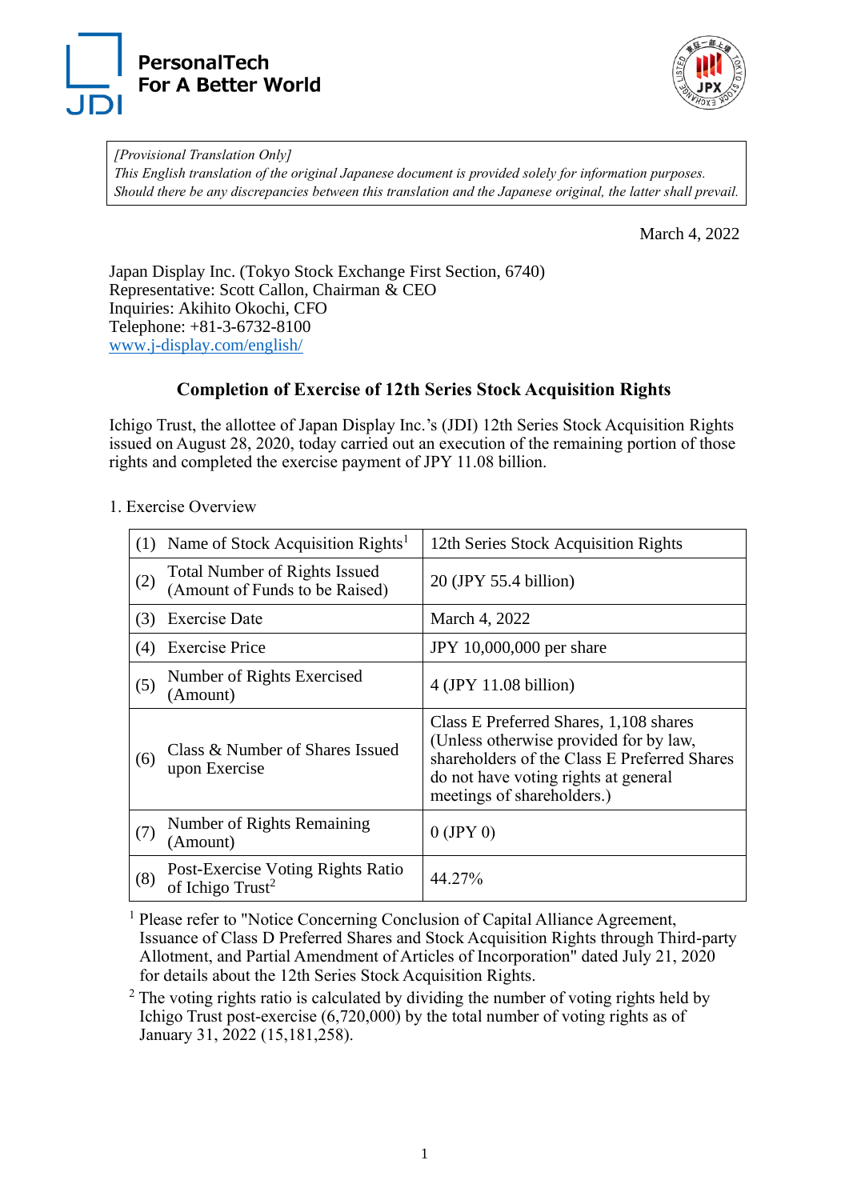PersonalTech
For A Better World

*[Provisional Translation Only]*
*This English translation of the original Japanese document is provided solely for information purposes.*
*Should there be any discrepancies between this translation and the Japanese original, the latter shall prevail.*

March 4, 2022

Japan Display Inc. (Tokyo Stock Exchange First Section, 6740)
Representative: Scott Callon, Chairman & CEO
Inquiries: Akihito Okochi, CFO
Telephone: +81-3-6732-8100
www.j-display.com/english/

## Completion of Exercise of 12th Series Stock Acquisition Rights

Ichigo Trust, the allottee of Japan Display Inc.'s (JDI) 12th Series Stock Acquisition Rights issued on August 28, 2020, today carried out an execution of the remaining portion of those rights and completed the exercise payment of JPY 11.08 billion.

1. Exercise Overview

| | | |
|---|---|---|
| (1) | Name of Stock Acquisition Rights[1] | 12th Series Stock Acquisition Rights |
| (2) | Total Number of Rights Issued (Amount of Funds to be Raised) | 20 (JPY 55.4 billion) |
| (3) | Exercise Date | March 4, 2022 |
| (4) | Exercise Price | JPY 10,000,000 per share |
| (5) | Number of Rights Exercised (Amount) | 4 (JPY 11.08 billion) |
| (6) | Class & Number of Shares Issued upon Exercise | Class E Preferred Shares, 1,108 shares (Unless otherwise provided for by law, shareholders of the Class E Preferred Shares do not have voting rights at general meetings of shareholders.) |
| (7) | Number of Rights Remaining (Amount) | 0 (JPY 0) |
| (8) | Post-Exercise Voting Rights Ratio of Ichigo Trust[2] | 44.27% |

[1] Please refer to "Notice Concerning Conclusion of Capital Alliance Agreement, Issuance of Class D Preferred Shares and Stock Acquisition Rights through Third-party Allotment, and Partial Amendment of Articles of Incorporation" dated July 21, 2020 for details about the 12th Series Stock Acquisition Rights.

[2] The voting rights ratio is calculated by dividing the number of voting rights held by Ichigo Trust post-exercise (6,720,000) by the total number of voting rights as of January 31, 2022 (15,181,258).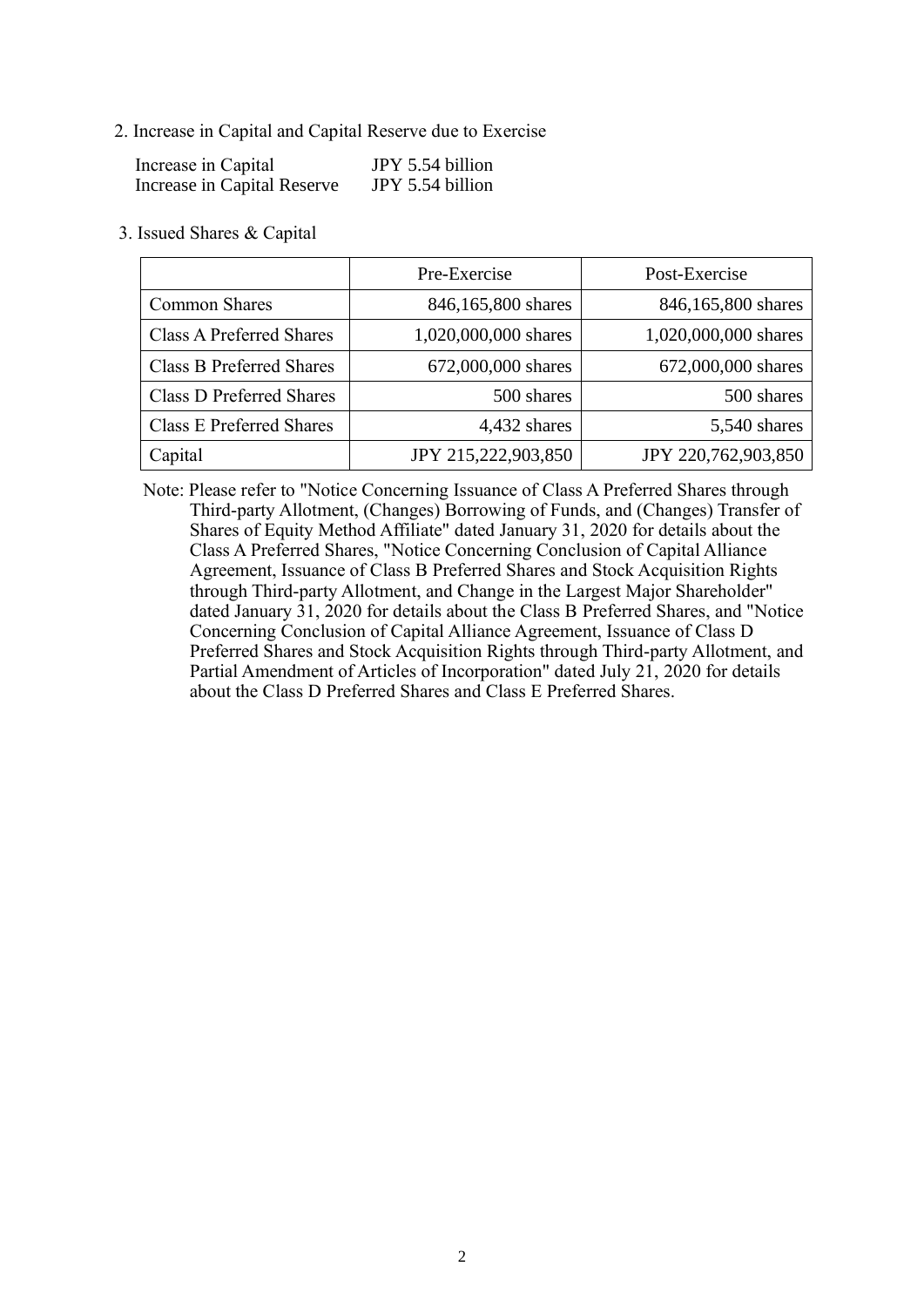2. Increase in Capital and Capital Reserve due to Exercise

| | |
|---|---|
| Increase in Capital | JPY 5.54 billion |
| Increase in Capital Reserve | JPY 5.54 billion |

3. Issued Shares & Capital

| | Pre-Exercise | Post-Exercise |
|---|---|---|
| Common Shares | 846,165,800 shares | 846,165,800 shares |
| Class A Preferred Shares | 1,020,000,000 shares | 1,020,000,000 shares |
| Class B Preferred Shares | 672,000,000 shares | 672,000,000 shares |
| Class D Preferred Shares | 500 shares | 500 shares |
| Class E Preferred Shares | 4,432 shares | 5,540 shares |
| Capital | JPY 215,222,903,850 | JPY 220,762,903,850 |

Note: Please refer to "Notice Concerning Issuance of Class A Preferred Shares through Third-party Allotment, (Changes) Borrowing of Funds, and (Changes) Transfer of Shares of Equity Method Affiliate" dated January 31, 2020 for details about the Class A Preferred Shares, "Notice Concerning Conclusion of Capital Alliance Agreement, Issuance of Class B Preferred Shares and Stock Acquisition Rights through Third-party Allotment, and Change in the Largest Major Shareholder" dated January 31, 2020 for details about the Class B Preferred Shares, and "Notice Concerning Conclusion of Capital Alliance Agreement, Issuance of Class D Preferred Shares and Stock Acquisition Rights through Third-party Allotment, and Partial Amendment of Articles of Incorporation" dated July 21, 2020 for details about the Class D Preferred Shares and Class E Preferred Shares.